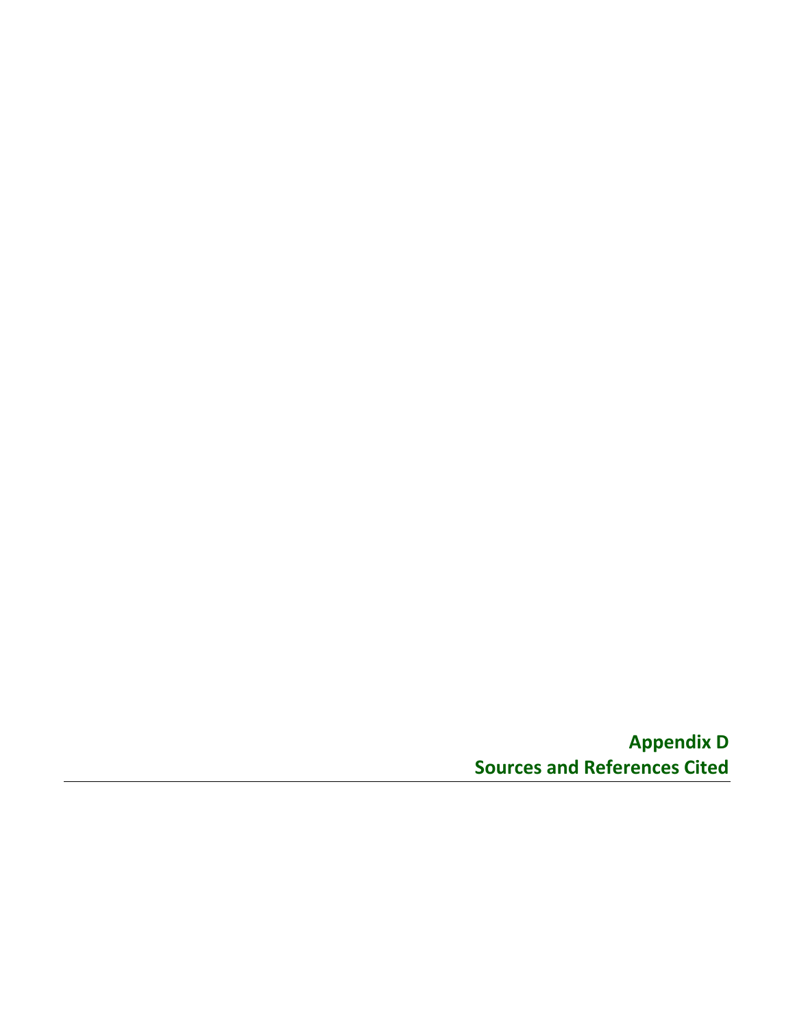# Appendix D
# Sources and References Cited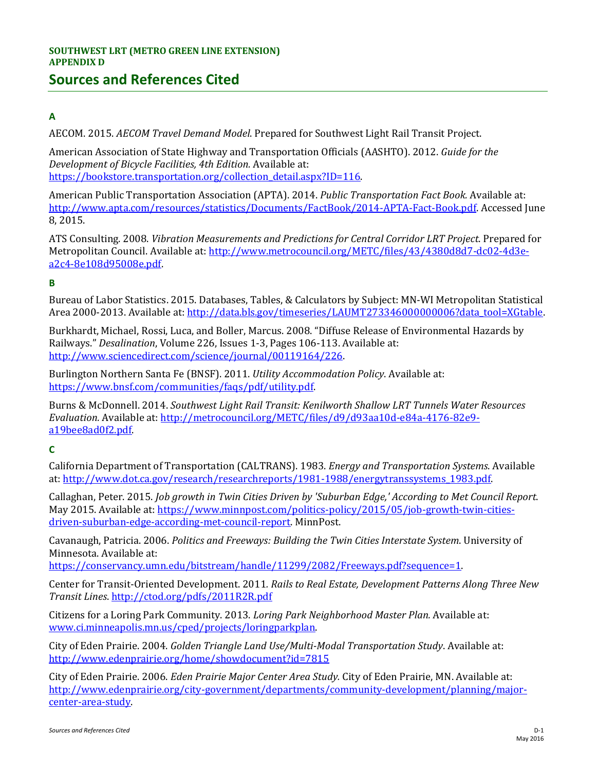**SOUTHWEST LRT (METRO GREEN LINE EXTENSION)**
**APPENDIX D**

# Sources and References Cited

## A

AECOM. 2015. *AECOM Travel Demand Model*. Prepared for Southwest Light Rail Transit Project.

American Association of State Highway and Transportation Officials (AASHTO). 2012. *Guide for the Development of Bicycle Facilities, 4th Edition.* Available at: https://bookstore.transportation.org/collection_detail.aspx?ID=116.

American Public Transportation Association (APTA). 2014. *Public Transportation Fact Book.* Available at: http://www.apta.com/resources/statistics/Documents/FactBook/2014-APTA-Fact-Book.pdf. Accessed June 8, 2015.

ATS Consulting. 2008. *Vibration Measurements and Predictions for Central Corridor LRT Project*. Prepared for Metropolitan Council. Available at: http://www.metrocouncil.org/METC/files/43/4380d8d7-dc02-4d3e-a2c4-8e108d95008e.pdf.

## B

Bureau of Labor Statistics. 2015. Databases, Tables, & Calculators by Subject: MN-WI Metropolitan Statistical Area 2000-2013. Available at: http://data.bls.gov/timeseries/LAUMT273346000000006?data_tool=XGtable.

Burkhardt, Michael, Rossi, Luca, and Boller, Marcus. 2008. "Diffuse Release of Environmental Hazards by Railways." *Desalination*, Volume 226, Issues 1-3, Pages 106-113. Available at: http://www.sciencedirect.com/science/journal/00119164/226.

Burlington Northern Santa Fe (BNSF). 2011. *Utility Accommodation Policy*. Available at: https://www.bnsf.com/communities/faqs/pdf/utility.pdf.

Burns & McDonnell. 2014. *Southwest Light Rail Transit: Kenilworth Shallow LRT Tunnels Water Resources Evaluation.* Available at: http://metrocouncil.org/METC/files/d9/d93aa10d-e84a-4176-82e9-a19bee8ad0f2.pdf.

## C

California Department of Transportation (CALTRANS). 1983. *Energy and Transportation Systems*. Available at: http://www.dot.ca.gov/research/researchreports/1981-1988/energytranssystems_1983.pdf.

Callaghan, Peter. 2015. *Job growth in Twin Cities Driven by 'Suburban Edge,' According to Met Council Report*. May 2015. Available at: https://www.minnpost.com/politics-policy/2015/05/job-growth-twin-cities-driven-suburban-edge-according-met-council-report. MinnPost.

Cavanaugh, Patricia. 2006. *Politics and Freeways: Building the Twin Cities Interstate System*. University of Minnesota. Available at: https://conservancy.umn.edu/bitstream/handle/11299/2082/Freeways.pdf?sequence=1.

Center for Transit-Oriented Development. 2011. *Rails to Real Estate, Development Patterns Along Three New Transit Lines.* http://ctod.org/pdfs/2011R2R.pdf

Citizens for a Loring Park Community. 2013. *Loring Park Neighborhood Master Plan.* Available at: www.ci.minneapolis.mn.us/cped/projects/loringparkplan.

City of Eden Prairie. 2004. *Golden Triangle Land Use/Multi-Modal Transportation Study*. Available at: http://www.edenprairie.org/home/showdocument?id=7815

City of Eden Prairie. 2006. *Eden Prairie Major Center Area Study.* City of Eden Prairie, MN. Available at: http://www.edenprairie.org/city-government/departments/community-development/planning/major-center-area-study.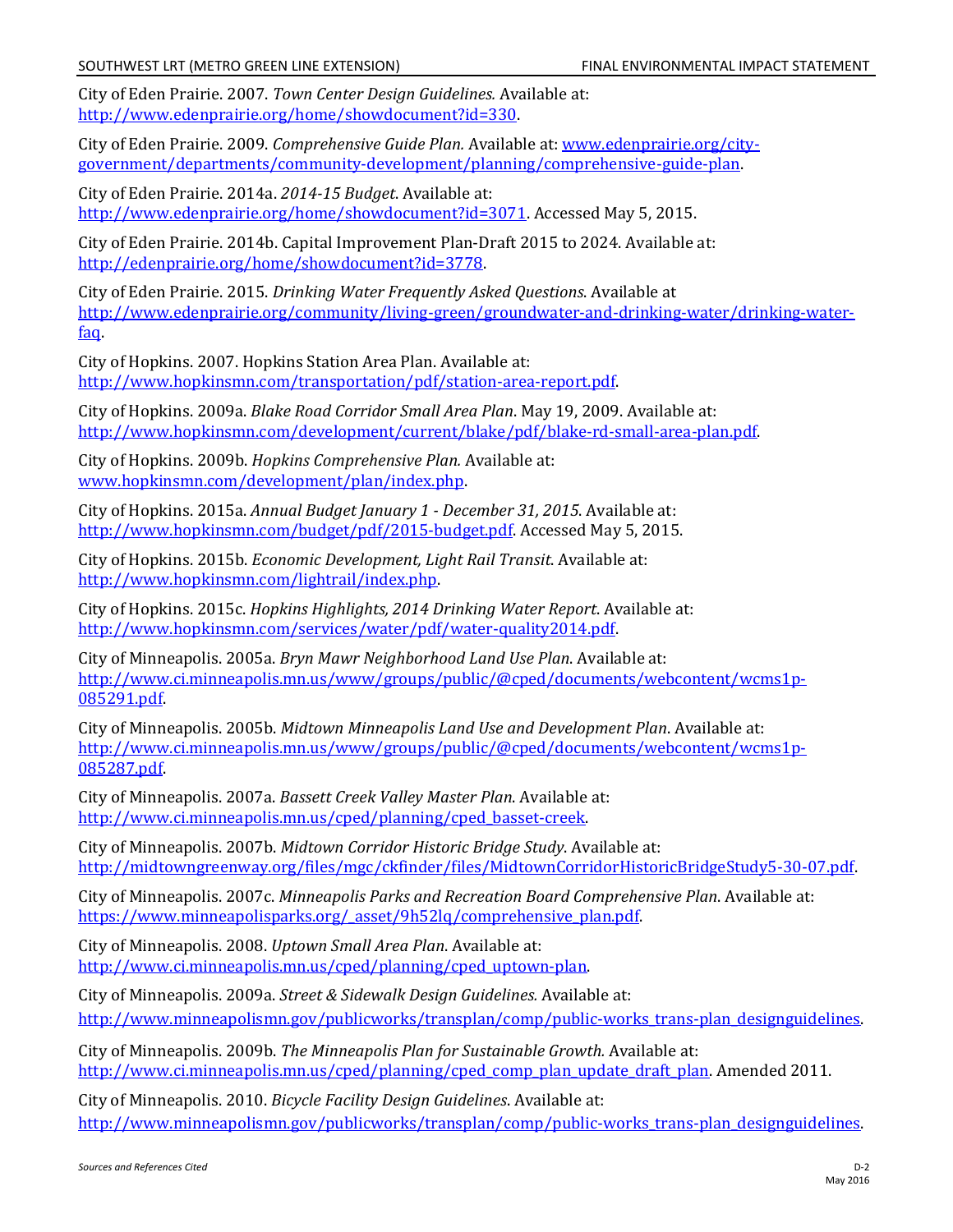City of Eden Prairie. 2007. *Town Center Design Guidelines.* Available at: http://www.edenprairie.org/home/showdocument?id=330.

City of Eden Prairie. 2009. *Comprehensive Guide Plan.* Available at: www.edenprairie.org/city-government/departments/community-development/planning/comprehensive-guide-plan.

City of Eden Prairie. 2014a. *2014-15 Budget*. Available at: http://www.edenprairie.org/home/showdocument?id=3071. Accessed May 5, 2015.

City of Eden Prairie. 2014b. Capital Improvement Plan-Draft 2015 to 2024. Available at: http://edenprairie.org/home/showdocument?id=3778.

City of Eden Prairie. 2015. *Drinking Water Frequently Asked Questions*. Available at http://www.edenprairie.org/community/living-green/groundwater-and-drinking-water/drinking-water-faq.

City of Hopkins. 2007. Hopkins Station Area Plan. Available at: http://www.hopkinsmn.com/transportation/pdf/station-area-report.pdf.

City of Hopkins. 2009a. *Blake Road Corridor Small Area Plan*. May 19, 2009. Available at: http://www.hopkinsmn.com/development/current/blake/pdf/blake-rd-small-area-plan.pdf.

City of Hopkins. 2009b. *Hopkins Comprehensive Plan.* Available at: www.hopkinsmn.com/development/plan/index.php.

City of Hopkins. 2015a. *Annual Budget January 1 - December 31, 2015*. Available at: http://www.hopkinsmn.com/budget/pdf/2015-budget.pdf. Accessed May 5, 2015.

City of Hopkins. 2015b. *Economic Development, Light Rail Transit*. Available at: http://www.hopkinsmn.com/lightrail/index.php.

City of Hopkins. 2015c. *Hopkins Highlights, 2014 Drinking Water Report*. Available at: http://www.hopkinsmn.com/services/water/pdf/water-quality2014.pdf.

City of Minneapolis. 2005a. *Bryn Mawr Neighborhood Land Use Plan*. Available at: http://www.ci.minneapolis.mn.us/www/groups/public/@cped/documents/webcontent/wcms1p-085291.pdf.

City of Minneapolis. 2005b. *Midtown Minneapolis Land Use and Development Plan*. Available at: http://www.ci.minneapolis.mn.us/www/groups/public/@cped/documents/webcontent/wcms1p-085287.pdf.

City of Minneapolis. 2007a. *Bassett Creek Valley Master Plan*. Available at: http://www.ci.minneapolis.mn.us/cped/planning/cped_basset-creek.

City of Minneapolis. 2007b. *Midtown Corridor Historic Bridge Study*. Available at: http://midtowngreenway.org/files/mgc/ckfinder/files/MidtownCorridorHistoricBridgeStudy5-30-07.pdf.

City of Minneapolis. 2007c. *Minneapolis Parks and Recreation Board Comprehensive Plan*. Available at: https://www.minneapolisparks.org/_asset/9h52lq/comprehensive_plan.pdf.

City of Minneapolis. 2008. *Uptown Small Area Plan*. Available at: http://www.ci.minneapolis.mn.us/cped/planning/cped_uptown-plan.

City of Minneapolis. 2009a. *Street & Sidewalk Design Guidelines.* Available at: http://www.minneapolismn.gov/publicworks/transplan/comp/public-works_trans-plan_designguidelines.

City of Minneapolis. 2009b. *The Minneapolis Plan for Sustainable Growth.* Available at: http://www.ci.minneapolis.mn.us/cped/planning/cped_comp_plan_update_draft_plan. Amended 2011.

City of Minneapolis. 2010. *Bicycle Facility Design Guidelines*. Available at: http://www.minneapolismn.gov/publicworks/transplan/comp/public-works_trans-plan_designguidelines.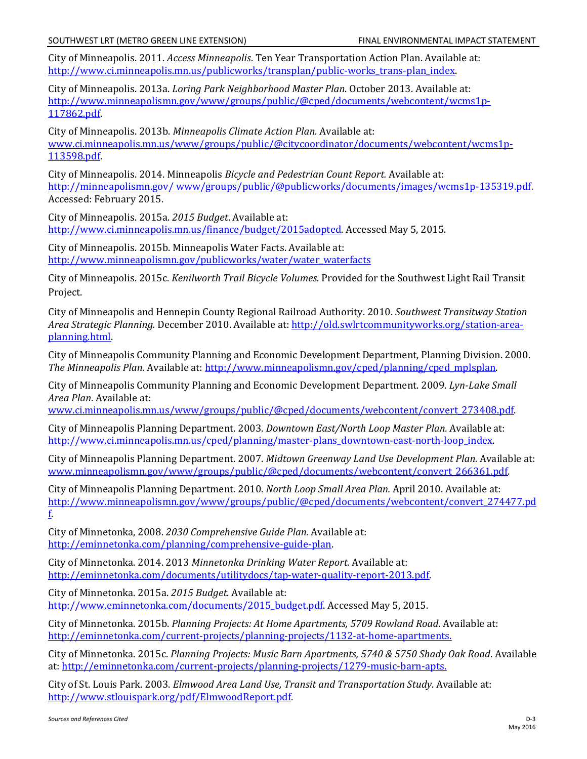City of Minneapolis. 2011. *Access Minneapolis*. Ten Year Transportation Action Plan. Available at: http://www.ci.minneapolis.mn.us/publicworks/transplan/public-works_trans-plan_index.

City of Minneapolis. 2013a. *Loring Park Neighborhood Master Plan*. October 2013. Available at: http://www.minneapolismn.gov/www/groups/public/@cped/documents/webcontent/wcms1p-117862.pdf.

City of Minneapolis. 2013b. *Minneapolis Climate Action Plan.* Available at: www.ci.minneapolis.mn.us/www/groups/public/@citycoordinator/documents/webcontent/wcms1p-113598.pdf.

City of Minneapolis. 2014. Minneapolis *Bicycle and Pedestrian Count Report.* Available at: http://minneapolismn.gov/ www/groups/public/@publicworks/documents/images/wcms1p-135319.pdf. Accessed: February 2015.

City of Minneapolis. 2015a. *2015 Budget*. Available at: http://www.ci.minneapolis.mn.us/finance/budget/2015adopted. Accessed May 5, 2015.

City of Minneapolis. 2015b. Minneapolis Water Facts. Available at: http://www.minneapolismn.gov/publicworks/water/water_waterfacts

City of Minneapolis. 2015c. *Kenilworth Trail Bicycle Volumes*. Provided for the Southwest Light Rail Transit Project.

City of Minneapolis and Hennepin County Regional Railroad Authority. 2010. *Southwest Transitway Station Area Strategic Planning.* December 2010. Available at: http://old.swlrtcommunityworks.org/station-area-planning.html.

City of Minneapolis Community Planning and Economic Development Department, Planning Division. 2000. *The Minneapolis Plan*. Available at: http://www.minneapolismn.gov/cped/planning/cped_mplsplan.

City of Minneapolis Community Planning and Economic Development Department. 2009. *Lyn-Lake Small Area Plan*. Available at: www.ci.minneapolis.mn.us/www/groups/public/@cped/documents/webcontent/convert_273408.pdf.

City of Minneapolis Planning Department. 2003. *Downtown East/North Loop Master Plan.* Available at: http://www.ci.minneapolis.mn.us/cped/planning/master-plans_downtown-east-north-loop_index.

City of Minneapolis Planning Department. 2007. *Midtown Greenway Land Use Development Plan.* Available at: www.minneapolismn.gov/www/groups/public/@cped/documents/webcontent/convert_266361.pdf.

City of Minneapolis Planning Department. 2010. *North Loop Small Area Plan.* April 2010. Available at: http://www.minneapolismn.gov/www/groups/public/@cped/documents/webcontent/convert_274477.pdf.

City of Minnetonka, 2008. *2030 Comprehensive Guide Plan.* Available at: http://eminnetonka.com/planning/comprehensive-guide-plan.

City of Minnetonka. 2014. 2013 *Minnetonka Drinking Water Report.* Available at: http://eminnetonka.com/documents/utilitydocs/tap-water-quality-report-2013.pdf.

City of Minnetonka. 2015a. *2015 Budget.* Available at: http://www.eminnetonka.com/documents/2015_budget.pdf. Accessed May 5, 2015.

City of Minnetonka. 2015b. *Planning Projects: At Home Apartments, 5709 Rowland Road*. Available at: http://eminnetonka.com/current-projects/planning-projects/1132-at-home-apartments.

City of Minnetonka. 2015c. *Planning Projects: Music Barn Apartments, 5740 & 5750 Shady Oak Road*. Available at: http://eminnetonka.com/current-projects/planning-projects/1279-music-barn-apts.

City of St. Louis Park. 2003. *Elmwood Area Land Use, Transit and Transportation Study*. Available at: http://www.stlouispark.org/pdf/ElmwoodReport.pdf.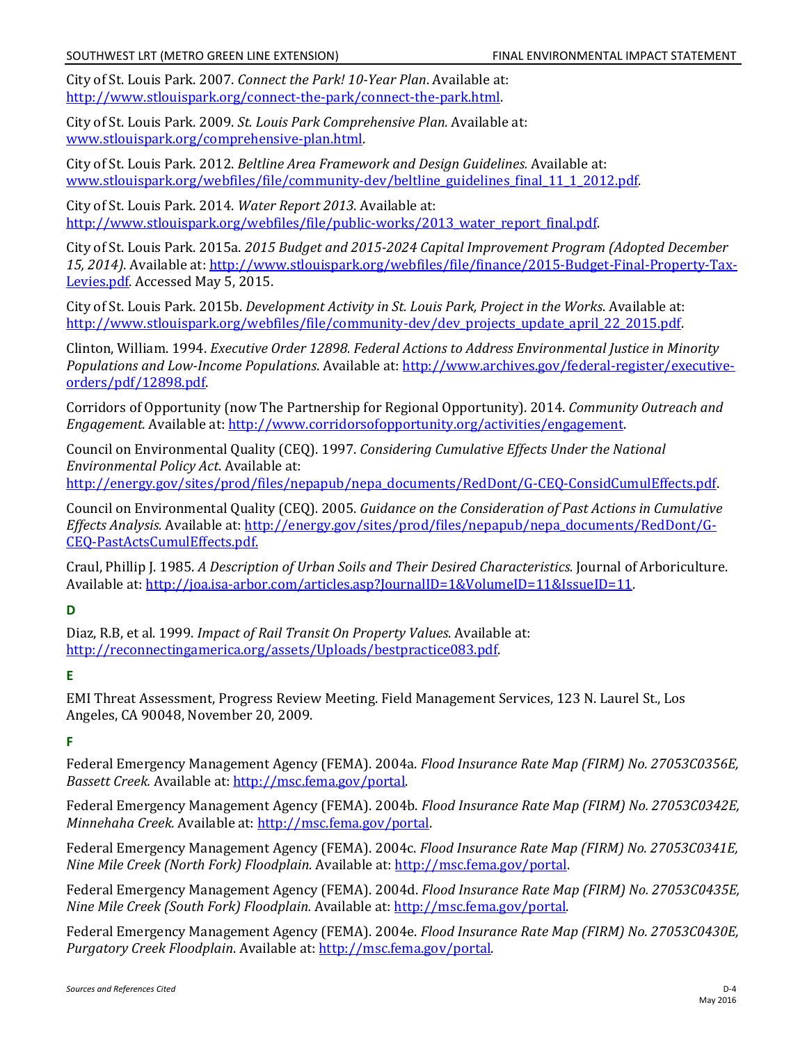City of St. Louis Park. 2007. *Connect the Park! 10-Year Plan*. Available at: http://www.stlouispark.org/connect-the-park/connect-the-park.html.

City of St. Louis Park. 2009. *St. Louis Park Comprehensive Plan.* Available at: www.stlouispark.org/comprehensive-plan.html.

City of St. Louis Park. 2012. *Beltline Area Framework and Design Guidelines.* Available at: www.stlouispark.org/webfiles/file/community-dev/beltline_guidelines_final_11_1_2012.pdf.

City of St. Louis Park. 2014. *Water Report 2013*. Available at: http://www.stlouispark.org/webfiles/file/public-works/2013_water_report_final.pdf.

City of St. Louis Park. 2015a. *2015 Budget and 2015-2024 Capital Improvement Program (Adopted December 15, 2014)*. Available at: http://www.stlouispark.org/webfiles/file/finance/2015-Budget-Final-Property-Tax-Levies.pdf. Accessed May 5, 2015.

City of St. Louis Park. 2015b. *Development Activity in St. Louis Park, Project in the Works*. Available at: http://www.stlouispark.org/webfiles/file/community-dev/dev_projects_update_april_22_2015.pdf.

Clinton, William. 1994. *Executive Order 12898. Federal Actions to Address Environmental Justice in Minority Populations and Low-Income Populations*. Available at: http://www.archives.gov/federal-register/executive-orders/pdf/12898.pdf.

Corridors of Opportunity (now The Partnership for Regional Opportunity). 2014. *Community Outreach and Engagement.* Available at: http://www.corridorsofopportunity.org/activities/engagement.

Council on Environmental Quality (CEQ). 1997. *Considering Cumulative Effects Under the National Environmental Policy Act*. Available at: http://energy.gov/sites/prod/files/nepapub/nepa_documents/RedDont/G-CEQ-ConsidCumulEffects.pdf.

Council on Environmental Quality (CEQ). 2005. *Guidance on the Consideration of Past Actions in Cumulative Effects Analysis.* Available at: http://energy.gov/sites/prod/files/nepapub/nepa_documents/RedDont/G-CEQ-PastActsCumulEffects.pdf.

Craul, Phillip J. 1985. *A Description of Urban Soils and Their Desired Characteristics.* Journal of Arboriculture. Available at: http://joa.isa-arbor.com/articles.asp?JournalID=1&VolumeID=11&IssueID=11.

**D**

Diaz, R.B, et al. 1999. *Impact of Rail Transit On Property Values*. Available at: http://reconnectingamerica.org/assets/Uploads/bestpractice083.pdf.

**E**

EMI Threat Assessment, Progress Review Meeting. Field Management Services, 123 N. Laurel St., Los Angeles, CA 90048, November 20, 2009.

**F**

Federal Emergency Management Agency (FEMA). 2004a. *Flood Insurance Rate Map (FIRM) No. 27053C0356E, Bassett Creek.* Available at: http://msc.fema.gov/portal.

Federal Emergency Management Agency (FEMA). 2004b. *Flood Insurance Rate Map (FIRM) No. 27053C0342E, Minnehaha Creek.* Available at: http://msc.fema.gov/portal.

Federal Emergency Management Agency (FEMA). 2004c. *Flood Insurance Rate Map (FIRM) No. 27053C0341E, Nine Mile Creek (North Fork) Floodplain.* Available at: http://msc.fema.gov/portal.

Federal Emergency Management Agency (FEMA). 2004d. *Flood Insurance Rate Map (FIRM) No. 27053C0435E, Nine Mile Creek (South Fork) Floodplain.* Available at: http://msc.fema.gov/portal.

Federal Emergency Management Agency (FEMA). 2004e. *Flood Insurance Rate Map (FIRM) No. 27053C0430E, Purgatory Creek Floodplain*. Available at: http://msc.fema.gov/portal.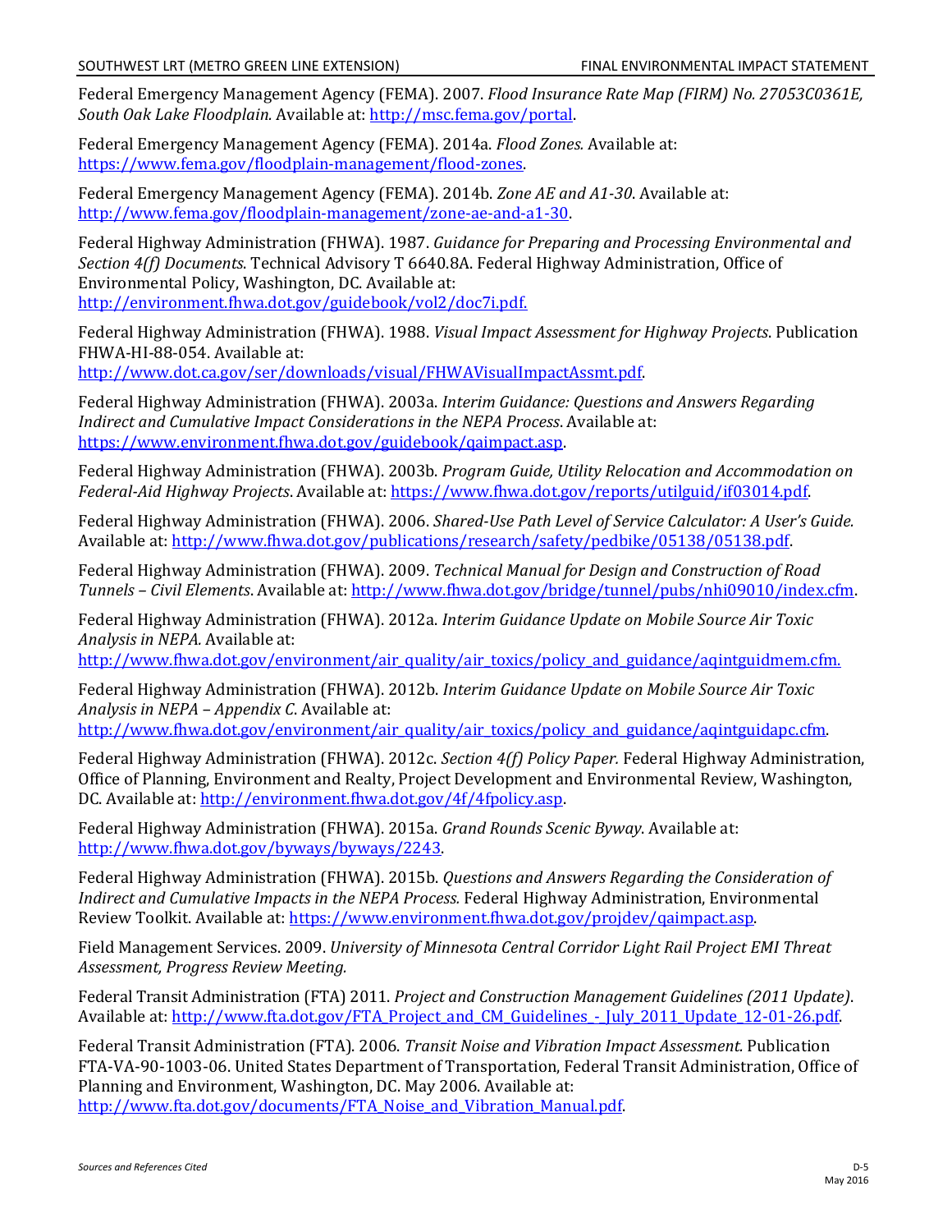Federal Emergency Management Agency (FEMA). 2007. *Flood Insurance Rate Map (FIRM) No. 27053C0361E, South Oak Lake Floodplain.* Available at: http://msc.fema.gov/portal.

Federal Emergency Management Agency (FEMA). 2014a. *Flood Zones.* Available at: https://www.fema.gov/floodplain-management/flood-zones.

Federal Emergency Management Agency (FEMA). 2014b. *Zone AE and A1-30*. Available at: http://www.fema.gov/floodplain-management/zone-ae-and-a1-30.

Federal Highway Administration (FHWA). 1987. *Guidance for Preparing and Processing Environmental and Section 4(f) Documents*. Technical Advisory T 6640.8A. Federal Highway Administration, Office of Environmental Policy, Washington, DC. Available at: http://environment.fhwa.dot.gov/guidebook/vol2/doc7i.pdf.

Federal Highway Administration (FHWA). 1988. *Visual Impact Assessment for Highway Projects*. Publication FHWA-HI-88-054. Available at: http://www.dot.ca.gov/ser/downloads/visual/FHWAVisualImpactAssmt.pdf.

Federal Highway Administration (FHWA). 2003a. *Interim Guidance: Questions and Answers Regarding Indirect and Cumulative Impact Considerations in the NEPA Process*. Available at: https://www.environment.fhwa.dot.gov/guidebook/qaimpact.asp.

Federal Highway Administration (FHWA). 2003b. *Program Guide, Utility Relocation and Accommodation on Federal-Aid Highway Projects*. Available at: https://www.fhwa.dot.gov/reports/utilguid/if03014.pdf.

Federal Highway Administration (FHWA). 2006. *Shared-Use Path Level of Service Calculator: A User's Guide.* Available at: http://www.fhwa.dot.gov/publications/research/safety/pedbike/05138/05138.pdf.

Federal Highway Administration (FHWA). 2009. *Technical Manual for Design and Construction of Road Tunnels – Civil Elements*. Available at: http://www.fhwa.dot.gov/bridge/tunnel/pubs/nhi09010/index.cfm.

Federal Highway Administration (FHWA). 2012a. *Interim Guidance Update on Mobile Source Air Toxic Analysis in NEPA.* Available at: http://www.fhwa.dot.gov/environment/air_quality/air_toxics/policy_and_guidance/aqintguidmem.cfm.

Federal Highway Administration (FHWA). 2012b. *Interim Guidance Update on Mobile Source Air Toxic Analysis in NEPA – Appendix C*. Available at: http://www.fhwa.dot.gov/environment/air_quality/air_toxics/policy_and_guidance/aqintguidapc.cfm.

Federal Highway Administration (FHWA). 2012c. *Section 4(f) Policy Paper.* Federal Highway Administration, Office of Planning, Environment and Realty, Project Development and Environmental Review, Washington, DC. Available at: http://environment.fhwa.dot.gov/4f/4fpolicy.asp.

Federal Highway Administration (FHWA). 2015a. *Grand Rounds Scenic Byway*. Available at: http://www.fhwa.dot.gov/byways/byways/2243.

Federal Highway Administration (FHWA). 2015b. *Questions and Answers Regarding the Consideration of Indirect and Cumulative Impacts in the NEPA Process.* Federal Highway Administration, Environmental Review Toolkit. Available at: https://www.environment.fhwa.dot.gov/projdev/qaimpact.asp.

Field Management Services. 2009. *University of Minnesota Central Corridor Light Rail Project EMI Threat Assessment, Progress Review Meeting.*

Federal Transit Administration (FTA) 2011. *Project and Construction Management Guidelines (2011 Update)*. Available at: http://www.fta.dot.gov/FTA_Project_and_CM_Guidelines_-_July_2011_Update_12-01-26.pdf.

Federal Transit Administration (FTA). 2006. *Transit Noise and Vibration Impact Assessment.* Publication FTA-VA-90-1003-06. United States Department of Transportation, Federal Transit Administration, Office of Planning and Environment, Washington, DC. May 2006. Available at: http://www.fta.dot.gov/documents/FTA_Noise_and_Vibration_Manual.pdf.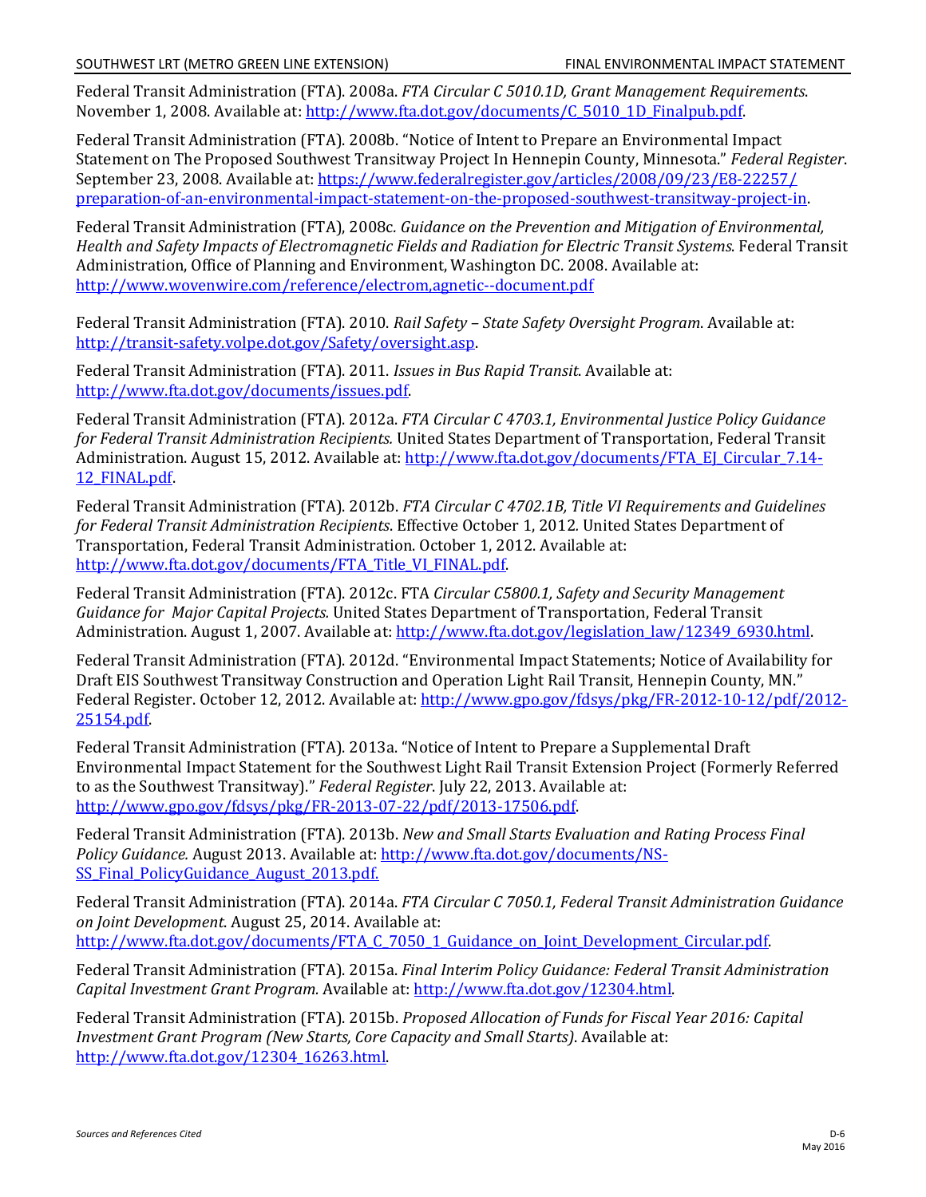Federal Transit Administration (FTA). 2008a. *FTA Circular C 5010.1D, Grant Management Requirements*. November 1, 2008. Available at: http://www.fta.dot.gov/documents/C_5010_1D_Finalpub.pdf.

Federal Transit Administration (FTA). 2008b. "Notice of Intent to Prepare an Environmental Impact Statement on The Proposed Southwest Transitway Project In Hennepin County, Minnesota." *Federal Register*. September 23, 2008. Available at: https://www.federalregister.gov/articles/2008/09/23/E8-22257/preparation-of-an-environmental-impact-statement-on-the-proposed-southwest-transitway-project-in.

Federal Transit Administration (FTA), 2008c. *Guidance on the Prevention and Mitigation of Environmental, Health and Safety Impacts of Electromagnetic Fields and Radiation for Electric Transit Systems*. Federal Transit Administration, Office of Planning and Environment, Washington DC. 2008. Available at: http://www.wovenwire.com/reference/electrom,agnetic--document.pdf

Federal Transit Administration (FTA). 2010. *Rail Safety – State Safety Oversight Program*. Available at: http://transit-safety.volpe.dot.gov/Safety/oversight.asp.

Federal Transit Administration (FTA). 2011. *Issues in Bus Rapid Transit*. Available at: http://www.fta.dot.gov/documents/issues.pdf.

Federal Transit Administration (FTA). 2012a. *FTA Circular C 4703.1, Environmental Justice Policy Guidance for Federal Transit Administration Recipients.* United States Department of Transportation, Federal Transit Administration. August 15, 2012. Available at: http://www.fta.dot.gov/documents/FTA_EJ_Circular_7.14-12_FINAL.pdf.

Federal Transit Administration (FTA). 2012b. *FTA Circular C 4702.1B, Title VI Requirements and Guidelines for Federal Transit Administration Recipients*. Effective October 1, 2012. United States Department of Transportation, Federal Transit Administration. October 1, 2012. Available at: http://www.fta.dot.gov/documents/FTA_Title_VI_FINAL.pdf.

Federal Transit Administration (FTA). 2012c. FTA *Circular C5800.1, Safety and Security Management Guidance for Major Capital Projects.* United States Department of Transportation, Federal Transit Administration. August 1, 2007. Available at: http://www.fta.dot.gov/legislation_law/12349_6930.html.

Federal Transit Administration (FTA). 2012d. "Environmental Impact Statements; Notice of Availability for Draft EIS Southwest Transitway Construction and Operation Light Rail Transit, Hennepin County, MN." Federal Register. October 12, 2012. Available at: http://www.gpo.gov/fdsys/pkg/FR-2012-10-12/pdf/2012-25154.pdf.

Federal Transit Administration (FTA). 2013a. "Notice of Intent to Prepare a Supplemental Draft Environmental Impact Statement for the Southwest Light Rail Transit Extension Project (Formerly Referred to as the Southwest Transitway)." *Federal Register*. July 22, 2013. Available at: http://www.gpo.gov/fdsys/pkg/FR-2013-07-22/pdf/2013-17506.pdf.

Federal Transit Administration (FTA). 2013b. *New and Small Starts Evaluation and Rating Process Final Policy Guidance.* August 2013. Available at: http://www.fta.dot.gov/documents/NS-SS_Final_PolicyGuidance_August_2013.pdf.

Federal Transit Administration (FTA). 2014a. *FTA Circular C 7050.1, Federal Transit Administration Guidance on Joint Development*. August 25, 2014. Available at: http://www.fta.dot.gov/documents/FTA_C_7050_1_Guidance_on_Joint_Development_Circular.pdf.

Federal Transit Administration (FTA). 2015a. *Final Interim Policy Guidance: Federal Transit Administration Capital Investment Grant Program.* Available at: http://www.fta.dot.gov/12304.html.

Federal Transit Administration (FTA). 2015b. *Proposed Allocation of Funds for Fiscal Year 2016: Capital Investment Grant Program (New Starts, Core Capacity and Small Starts)*. Available at: http://www.fta.dot.gov/12304_16263.html.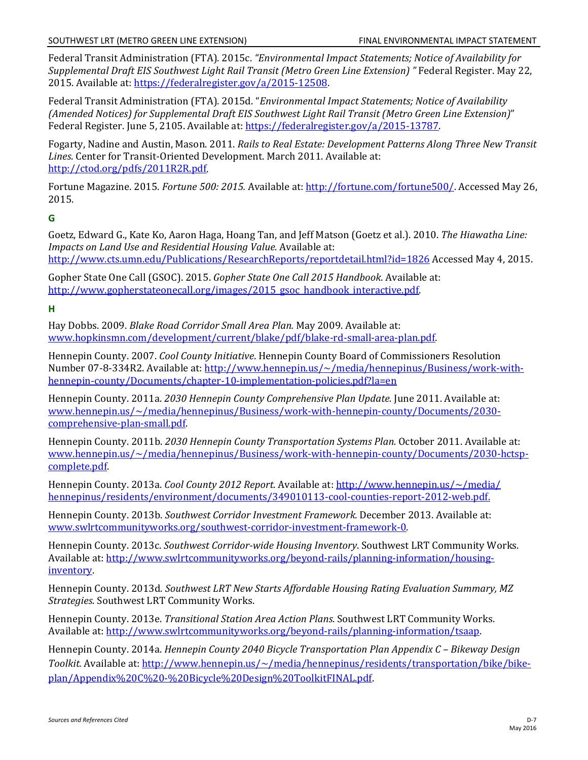Federal Transit Administration (FTA). 2015c. *"Environmental Impact Statements; Notice of Availability for Supplemental Draft EIS Southwest Light Rail Transit (Metro Green Line Extension)"* Federal Register. May 22, 2015. Available at: https://federalregister.gov/a/2015-12508.

Federal Transit Administration (FTA). 2015d. "*Environmental Impact Statements; Notice of Availability (Amended Notices) for Supplemental Draft EIS Southwest Light Rail Transit (Metro Green Line Extension)*" Federal Register. June 5, 2105. Available at: https://federalregister.gov/a/2015-13787.

Fogarty, Nadine and Austin, Mason. 2011. *Rails to Real Estate: Development Patterns Along Three New Transit Lines*. Center for Transit-Oriented Development. March 2011. Available at: http://ctod.org/pdfs/2011R2R.pdf.

Fortune Magazine. 2015. *Fortune 500: 2015.* Available at: http://fortune.com/fortune500/. Accessed May 26, 2015.

### G

Goetz, Edward G., Kate Ko, Aaron Haga, Hoang Tan, and Jeff Matson (Goetz et al.). 2010. *The Hiawatha Line: Impacts on Land Use and Residential Housing Value.* Available at: http://www.cts.umn.edu/Publications/ResearchReports/reportdetail.html?id=1826 Accessed May 4, 2015.

Gopher State One Call (GSOC). 2015. *Gopher State One Call 2015 Handbook*. Available at: http://www.gopherstateonecall.org/images/2015_gsoc_handbook_interactive.pdf.

### H

Hay Dobbs. 2009. *Blake Road Corridor Small Area Plan.* May 2009. Available at: www.hopkinsmn.com/development/current/blake/pdf/blake-rd-small-area-plan.pdf.

Hennepin County. 2007. *Cool County Initiative*. Hennepin County Board of Commissioners Resolution Number 07-8-334R2. Available at: http://www.hennepin.us/~/media/hennepinus/Business/work-with-hennepin-county/Documents/chapter-10-implementation-policies.pdf?la=en

Hennepin County. 2011a. *2030 Hennepin County Comprehensive Plan Update.* June 2011. Available at: www.hennepin.us/~/media/hennepinus/Business/work-with-hennepin-county/Documents/2030-comprehensive-plan-small.pdf.

Hennepin County. 2011b. *2030 Hennepin County Transportation Systems Plan.* October 2011. Available at: www.hennepin.us/~/media/hennepinus/Business/work-with-hennepin-county/Documents/2030-hctsp-complete.pdf.

Hennepin County. 2013a. *Cool County 2012 Report*. Available at: http://www.hennepin.us/~/media/hennepinus/residents/environment/documents/349010113-cool-counties-report-2012-web.pdf.

Hennepin County. 2013b. *Southwest Corridor Investment Framework.* December 2013. Available at: www.swlrtcommunityworks.org/southwest-corridor-investment-framework-0.

Hennepin County. 2013c. *Southwest Corridor-wide Housing Inventory*. Southwest LRT Community Works. Available at: http://www.swlrtcommunityworks.org/beyond-rails/planning-information/housing-inventory.

Hennepin County. 2013d. *Southwest LRT New Starts Affordable Housing Rating Evaluation Summary, MZ Strategies*. Southwest LRT Community Works.

Hennepin County. 2013e. *Transitional Station Area Action Plans*. Southwest LRT Community Works. Available at: http://www.swlrtcommunityworks.org/beyond-rails/planning-information/tsaap.

Hennepin County. 2014a. *Hennepin County 2040 Bicycle Transportation Plan Appendix C – Bikeway Design Toolkit.* Available at: http://www.hennepin.us/~/media/hennepinus/residents/transportation/bike/bike-plan/Appendix%20C%20-%20Bicycle%20Design%20ToolkitFINAL.pdf.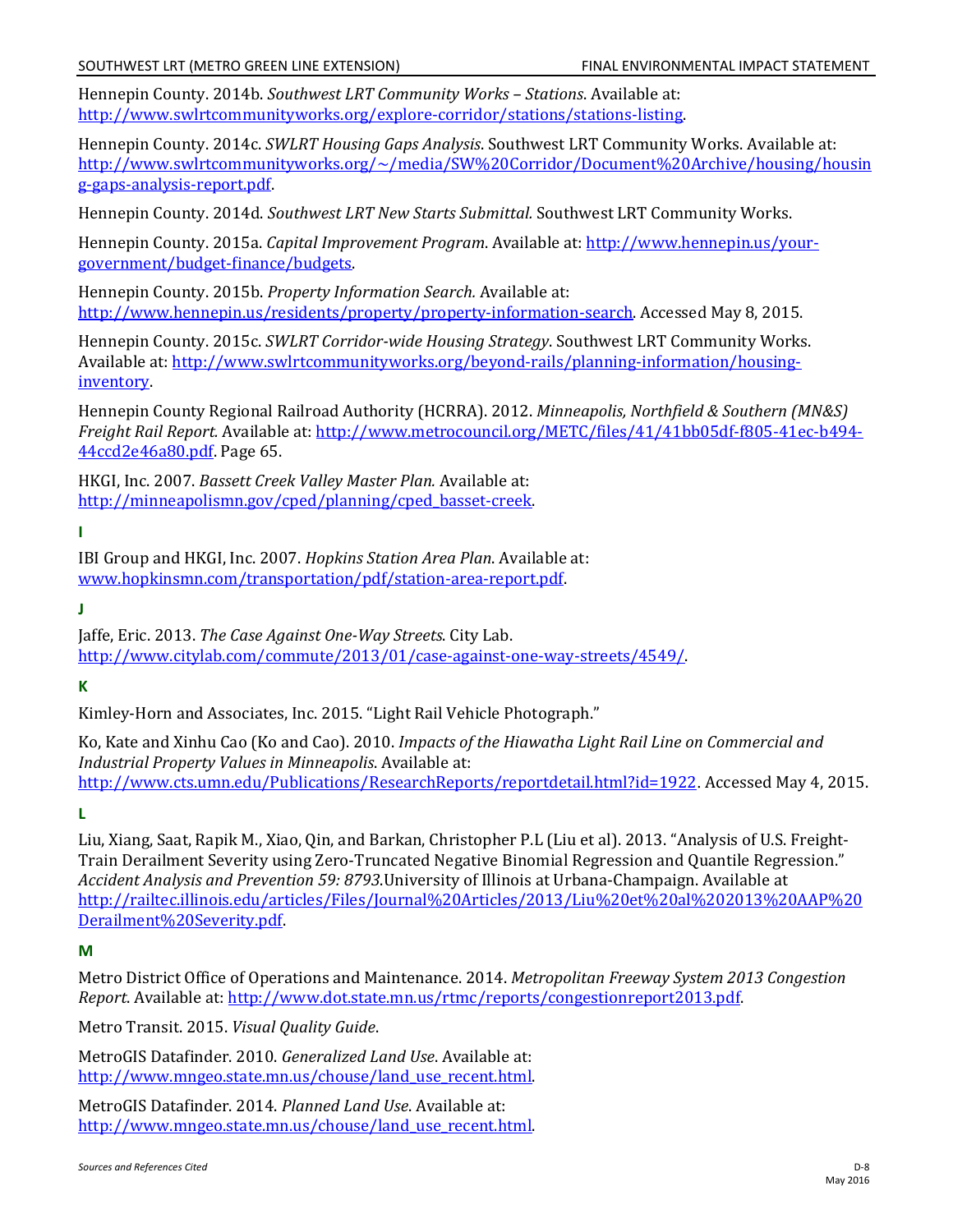Hennepin County. 2014b. *Southwest LRT Community Works – Stations*. Available at: http://www.swlrtcommunityworks.org/explore-corridor/stations/stations-listing.

Hennepin County. 2014c. *SWLRT Housing Gaps Analysis*. Southwest LRT Community Works. Available at: http://www.swlrtcommunityworks.org/~/media/SW%20Corridor/Document%20Archive/housing/housing-gaps-analysis-report.pdf.

Hennepin County. 2014d. *Southwest LRT New Starts Submittal.* Southwest LRT Community Works.

Hennepin County. 2015a. *Capital Improvement Program*. Available at: http://www.hennepin.us/your-government/budget-finance/budgets.

Hennepin County. 2015b. *Property Information Search.* Available at: http://www.hennepin.us/residents/property/property-information-search. Accessed May 8, 2015.

Hennepin County. 2015c. *SWLRT Corridor-wide Housing Strategy*. Southwest LRT Community Works. Available at: http://www.swlrtcommunityworks.org/beyond-rails/planning-information/housing-inventory.

Hennepin County Regional Railroad Authority (HCRRA). 2012. *Minneapolis, Northfield & Southern (MN&S) Freight Rail Report.* Available at: http://www.metrocouncil.org/METC/files/41/41bb05df-f805-41ec-b494-44ccd2e46a80.pdf. Page 65.

HKGI, Inc. 2007. *Bassett Creek Valley Master Plan.* Available at: http://minneapolismn.gov/cped/planning/cped_basset-creek.

**I**

IBI Group and HKGI, Inc. 2007. *Hopkins Station Area Plan*. Available at: www.hopkinsmn.com/transportation/pdf/station-area-report.pdf.

**J**

Jaffe, Eric. 2013. *The Case Against One-Way Streets.* City Lab. http://www.citylab.com/commute/2013/01/case-against-one-way-streets/4549/.

**K**

Kimley-Horn and Associates, Inc. 2015. "Light Rail Vehicle Photograph."

Ko, Kate and Xinhu Cao (Ko and Cao). 2010. *Impacts of the Hiawatha Light Rail Line on Commercial and Industrial Property Values in Minneapolis*. Available at: http://www.cts.umn.edu/Publications/ResearchReports/reportdetail.html?id=1922. Accessed May 4, 2015.

**L**

Liu, Xiang, Saat, Rapik M., Xiao, Qin, and Barkan, Christopher P.L (Liu et al). 2013. "Analysis of U.S. Freight-Train Derailment Severity using Zero-Truncated Negative Binomial Regression and Quantile Regression." *Accident Analysis and Prevention 59: 8793.*University of Illinois at Urbana-Champaign. Available at http://railtec.illinois.edu/articles/Files/Journal%20Articles/2013/Liu%20et%20al%202013%20AAP%20Derailment%20Severity.pdf.

**M**

Metro District Office of Operations and Maintenance. 2014. *Metropolitan Freeway System 2013 Congestion Report.* Available at: http://www.dot.state.mn.us/rtmc/reports/congestionreport2013.pdf.

Metro Transit. 2015. *Visual Quality Guide*.

MetroGIS Datafinder. 2010. *Generalized Land Use*. Available at: http://www.mngeo.state.mn.us/chouse/land_use_recent.html.

MetroGIS Datafinder. 2014. *Planned Land Use*. Available at: http://www.mngeo.state.mn.us/chouse/land_use_recent.html.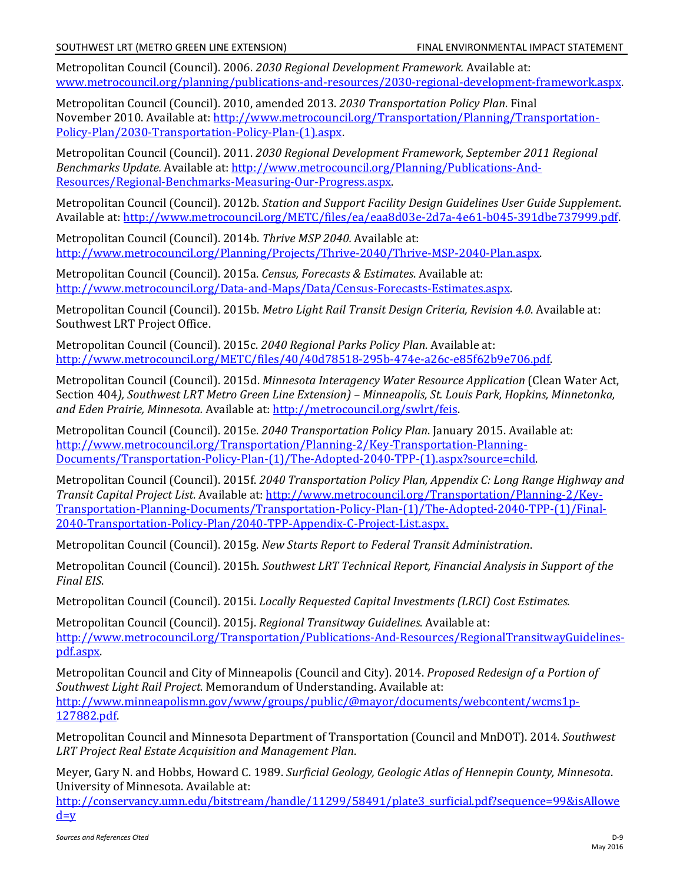Metropolitan Council (Council). 2006. *2030 Regional Development Framework.* Available at: [www.metrocouncil.org/planning/publications-and-resources/2030-regional-development-framework.aspx](www.metrocouncil.org/planning/publications-and-resources/2030-regional-development-framework.aspx).

Metropolitan Council (Council). 2010, amended 2013. *2030 Transportation Policy Plan*. Final November 2010. Available at: [http://www.metrocouncil.org/Transportation/Planning/Transportation-Policy-Plan/2030-Transportation-Policy-Plan-(1).aspx](http://www.metrocouncil.org/Transportation/Planning/Transportation-Policy-Plan/2030-Transportation-Policy-Plan-(1).aspx).

Metropolitan Council (Council). 2011. *2030 Regional Development Framework, September 2011 Regional Benchmarks Update.* Available at: [http://www.metrocouncil.org/Planning/Publications-And-Resources/Regional-Benchmarks-Measuring-Our-Progress.aspx](http://www.metrocouncil.org/Planning/Publications-And-Resources/Regional-Benchmarks-Measuring-Our-Progress.aspx).

Metropolitan Council (Council). 2012b. *Station and Support Facility Design Guidelines User Guide Supplement*. Available at: [http://www.metrocouncil.org/METC/files/ea/eaa8d03e-2d7a-4e61-b045-391dbe737999.pdf](http://www.metrocouncil.org/METC/files/ea/eaa8d03e-2d7a-4e61-b045-391dbe737999.pdf).

Metropolitan Council (Council). 2014b. *Thrive MSP 2040.* Available at: [http://www.metrocouncil.org/Planning/Projects/Thrive-2040/Thrive-MSP-2040-Plan.aspx](http://www.metrocouncil.org/Planning/Projects/Thrive-2040/Thrive-MSP-2040-Plan.aspx).

Metropolitan Council (Council). 2015a. *Census, Forecasts & Estimates*. Available at: [http://www.metrocouncil.org/Data-and-Maps/Data/Census-Forecasts-Estimates.aspx](http://www.metrocouncil.org/Data-and-Maps/Data/Census-Forecasts-Estimates.aspx).

Metropolitan Council (Council). 2015b. *Metro Light Rail Transit Design Criteria, Revision 4.0*. Available at: Southwest LRT Project Office.

Metropolitan Council (Council). 2015c. *2040 Regional Parks Policy Plan*. Available at: [http://www.metrocouncil.org/METC/files/40/40d78518-295b-474e-a26c-e85f62b9e706.pdf](http://www.metrocouncil.org/METC/files/40/40d78518-295b-474e-a26c-e85f62b9e706.pdf).

Metropolitan Council (Council). 2015d. *Minnesota Interagency Water Resource Application* (Clean Water Act, Section 404*), Southwest LRT Metro Green Line Extension) – Minneapolis, St. Louis Park, Hopkins, Minnetonka, and Eden Prairie, Minnesota.* Available at: [http://metrocouncil.org/swlrt/feis](http://metrocouncil.org/swlrt/feis).

Metropolitan Council (Council). 2015e. *2040 Transportation Policy Plan*. January 2015. Available at: [http://www.metrocouncil.org/Transportation/Planning-2/Key-Transportation-Planning-Documents/Transportation-Policy-Plan-(1)/The-Adopted-2040-TPP-(1).aspx?source=child](http://www.metrocouncil.org/Transportation/Planning-2/Key-Transportation-Planning-Documents/Transportation-Policy-Plan-(1)/The-Adopted-2040-TPP-(1).aspx?source=child).

Metropolitan Council (Council). 2015f. *2040 Transportation Policy Plan, Appendix C: Long Range Highway and Transit Capital Project List*. Available at: [http://www.metrocouncil.org/Transportation/Planning-2/Key-Transportation-Planning-Documents/Transportation-Policy-Plan-(1)/The-Adopted-2040-TPP-(1)/Final-2040-Transportation-Policy-Plan/2040-TPP-Appendix-C-Project-List.aspx.](http://www.metrocouncil.org/Transportation/Planning-2/Key-Transportation-Planning-Documents/Transportation-Policy-Plan-(1)/The-Adopted-2040-TPP-(1)/Final-2040-Transportation-Policy-Plan/2040-TPP-Appendix-C-Project-List.aspx)

Metropolitan Council (Council). 2015g. *New Starts Report to Federal Transit Administration*.

Metropolitan Council (Council). 2015h. *Southwest LRT Technical Report, Financial Analysis in Support of the Final EIS*.

Metropolitan Council (Council). 2015i. *Locally Requested Capital Investments (LRCI) Cost Estimates.*

Metropolitan Council (Council). 2015j. *Regional Transitway Guidelines*. Available at: [http://www.metrocouncil.org/Transportation/Publications-And-Resources/RegionalTransitwayGuidelines-pdf.aspx](http://www.metrocouncil.org/Transportation/Publications-And-Resources/RegionalTransitwayGuidelines-pdf.aspx).

Metropolitan Council and City of Minneapolis (Council and City). 2014. *Proposed Redesign of a Portion of Southwest Light Rail Project*. Memorandum of Understanding. Available at: [http://www.minneapolismn.gov/www/groups/public/@mayor/documents/webcontent/wcms1p-127882.pdf](http://www.minneapolismn.gov/www/groups/public/@mayor/documents/webcontent/wcms1p-127882.pdf).

Metropolitan Council and Minnesota Department of Transportation (Council and MnDOT). 2014. *Southwest LRT Project Real Estate Acquisition and Management Plan*.

Meyer, Gary N. and Hobbs, Howard C. 1989. *Surficial Geology, Geologic Atlas of Hennepin County, Minnesota*. University of Minnesota. Available at: [http://conservancy.umn.edu/bitstream/handle/11299/58491/plate3_surficial.pdf?sequence=99&isAllowed=y](http://conservancy.umn.edu/bitstream/handle/11299/58491/plate3_surficial.pdf?sequence=99&isAllowed=y)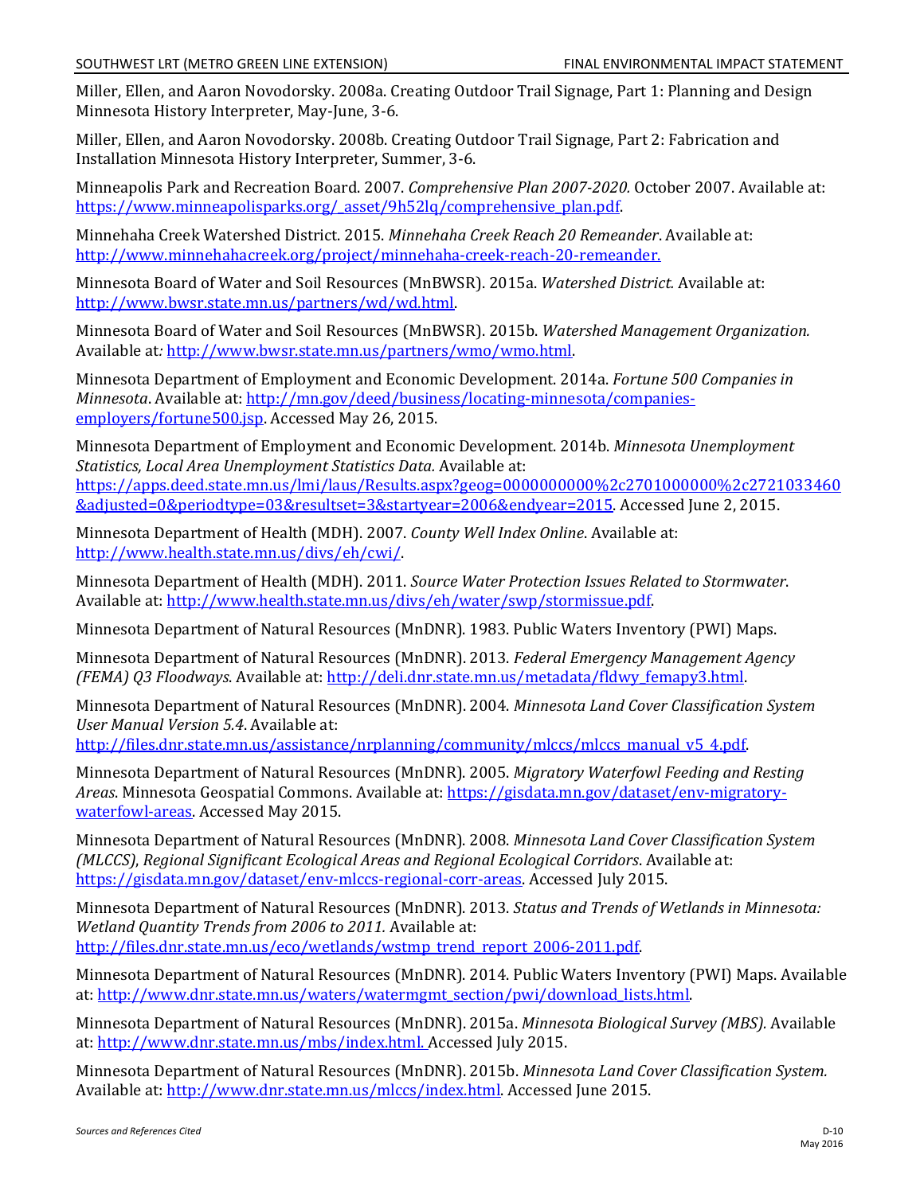Miller, Ellen, and Aaron Novodorsky. 2008a. Creating Outdoor Trail Signage, Part 1: Planning and Design Minnesota History Interpreter, May-June, 3-6.

Miller, Ellen, and Aaron Novodorsky. 2008b. Creating Outdoor Trail Signage, Part 2: Fabrication and Installation Minnesota History Interpreter, Summer, 3-6.

Minneapolis Park and Recreation Board. 2007. *Comprehensive Plan 2007-2020.* October 2007. Available at: https://www.minneapolisparks.org/_asset/9h52lq/comprehensive_plan.pdf.

Minnehaha Creek Watershed District. 2015. *Minnehaha Creek Reach 20 Remeander*. Available at: http://www.minnehahacreek.org/project/minnehaha-creek-reach-20-remeander.

Minnesota Board of Water and Soil Resources (MnBWSR). 2015a. *Watershed District.* Available at: http://www.bwsr.state.mn.us/partners/wd/wd.html.

Minnesota Board of Water and Soil Resources (MnBWSR). 2015b. *Watershed Management Organization.* Available at*:* http://www.bwsr.state.mn.us/partners/wmo/wmo.html.

Minnesota Department of Employment and Economic Development. 2014a. *Fortune 500 Companies in Minnesota*. Available at: http://mn.gov/deed/business/locating-minnesota/companies-employers/fortune500.jsp. Accessed May 26, 2015.

Minnesota Department of Employment and Economic Development. 2014b. *Minnesota Unemployment Statistics, Local Area Unemployment Statistics Data.* Available at: https://apps.deed.state.mn.us/lmi/laus/Results.aspx?geog=0000000000%2c2701000000%2c2721033460&adjusted=0&periodtype=03&resultset=3&startyear=2006&endyear=2015. Accessed June 2, 2015.

Minnesota Department of Health (MDH). 2007. *County Well Index Online*. Available at: http://www.health.state.mn.us/divs/eh/cwi/.

Minnesota Department of Health (MDH). 2011. *Source Water Protection Issues Related to Stormwater.* Available at: http://www.health.state.mn.us/divs/eh/water/swp/stormissue.pdf.

Minnesota Department of Natural Resources (MnDNR). 1983. Public Waters Inventory (PWI) Maps.

Minnesota Department of Natural Resources (MnDNR). 2013. *Federal Emergency Management Agency (FEMA) Q3 Floodways*. Available at: http://deli.dnr.state.mn.us/metadata/fldwy_femapy3.html.

Minnesota Department of Natural Resources (MnDNR). 2004. *Minnesota Land Cover Classification System User Manual Version 5.4*. Available at: http://files.dnr.state.mn.us/assistance/nrplanning/community/mlccs/mlccs_manual_v5_4.pdf.

Minnesota Department of Natural Resources (MnDNR). 2005. *Migratory Waterfowl Feeding and Resting Areas*. Minnesota Geospatial Commons. Available at: https://gisdata.mn.gov/dataset/env-migratory-waterfowl-areas. Accessed May 2015.

Minnesota Department of Natural Resources (MnDNR). 2008. *Minnesota Land Cover Classification System (MLCCS)*, *Regional Significant Ecological Areas and Regional Ecological Corridors*. Available at: https://gisdata.mn.gov/dataset/env-mlccs-regional-corr-areas. Accessed July 2015.

Minnesota Department of Natural Resources (MnDNR). 2013. *Status and Trends of Wetlands in Minnesota: Wetland Quantity Trends from 2006 to 2011.* Available at: http://files.dnr.state.mn.us/eco/wetlands/wstmp_trend_report_2006-2011.pdf.

Minnesota Department of Natural Resources (MnDNR). 2014. Public Waters Inventory (PWI) Maps. Available at: http://www.dnr.state.mn.us/waters/watermgmt_section/pwi/download_lists.html.

Minnesota Department of Natural Resources (MnDNR). 2015a. *Minnesota Biological Survey (MBS).* Available at: http://www.dnr.state.mn.us/mbs/index.html. Accessed July 2015.

Minnesota Department of Natural Resources (MnDNR). 2015b. *Minnesota Land Cover Classification System.* Available at: http://www.dnr.state.mn.us/mlccs/index.html. Accessed June 2015.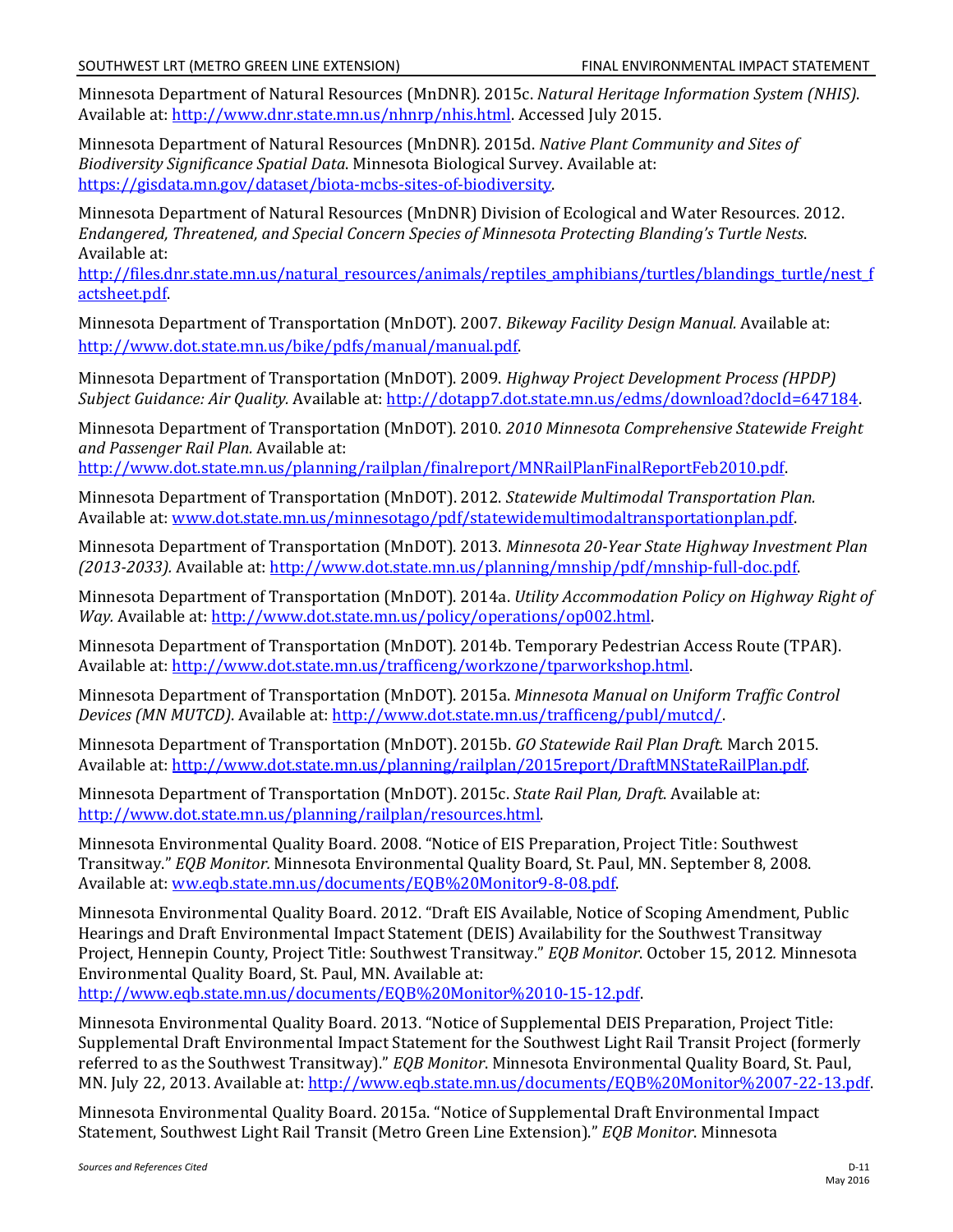Minnesota Department of Natural Resources (MnDNR). 2015c. *Natural Heritage Information System (NHIS).* Available at: http://www.dnr.state.mn.us/nhnrp/nhis.html. Accessed July 2015.

Minnesota Department of Natural Resources (MnDNR). 2015d. *Native Plant Community and Sites of Biodiversity Significance Spatial Data*. Minnesota Biological Survey. Available at: https://gisdata.mn.gov/dataset/biota-mcbs-sites-of-biodiversity.

Minnesota Department of Natural Resources (MnDNR) Division of Ecological and Water Resources. 2012. *Endangered, Threatened, and Special Concern Species of Minnesota Protecting Blanding's Turtle Nests*. Available at: http://files.dnr.state.mn.us/natural_resources/animals/reptiles_amphibians/turtles/blandings_turtle/nest_factsheet.pdf.

Minnesota Department of Transportation (MnDOT). 2007. *Bikeway Facility Design Manual.* Available at: http://www.dot.state.mn.us/bike/pdfs/manual/manual.pdf.

Minnesota Department of Transportation (MnDOT). 2009. *Highway Project Development Process (HPDP) Subject Guidance: Air Quality.* Available at: http://dotapp7.dot.state.mn.us/edms/download?docId=647184.

Minnesota Department of Transportation (MnDOT). 2010. *2010 Minnesota Comprehensive Statewide Freight and Passenger Rail Plan.* Available at: http://www.dot.state.mn.us/planning/railplan/finalreport/MNRailPlanFinalReportFeb2010.pdf.

Minnesota Department of Transportation (MnDOT). 2012. *Statewide Multimodal Transportation Plan.* Available at: www.dot.state.mn.us/minnesotago/pdf/statewidemultimodaltransportationplan.pdf.

Minnesota Department of Transportation (MnDOT). 2013. *Minnesota 20-Year State Highway Investment Plan (2013-2033).* Available at: http://www.dot.state.mn.us/planning/mnship/pdf/mnship-full-doc.pdf.

Minnesota Department of Transportation (MnDOT). 2014a. *Utility Accommodation Policy on Highway Right of Way.* Available at: http://www.dot.state.mn.us/policy/operations/op002.html.

Minnesota Department of Transportation (MnDOT). 2014b. Temporary Pedestrian Access Route (TPAR). Available at: http://www.dot.state.mn.us/trafficeng/workzone/tparworkshop.html.

Minnesota Department of Transportation (MnDOT). 2015a. *Minnesota Manual on Uniform Traffic Control Devices (MN MUTCD)*. Available at: http://www.dot.state.mn.us/trafficeng/publ/mutcd/.

Minnesota Department of Transportation (MnDOT). 2015b. *GO Statewide Rail Plan Draft.* March 2015. Available at: http://www.dot.state.mn.us/planning/railplan/2015report/DraftMNStateRailPlan.pdf.

Minnesota Department of Transportation (MnDOT). 2015c. *State Rail Plan, Draft*. Available at: http://www.dot.state.mn.us/planning/railplan/resources.html.

Minnesota Environmental Quality Board. 2008. "Notice of EIS Preparation, Project Title: Southwest Transitway." *EQB Monitor.* Minnesota Environmental Quality Board, St. Paul, MN. September 8, 2008. Available at: ww.eqb.state.mn.us/documents/EQB%20Monitor9-8-08.pdf.

Minnesota Environmental Quality Board. 2012. "Draft EIS Available, Notice of Scoping Amendment, Public Hearings and Draft Environmental Impact Statement (DEIS) Availability for the Southwest Transitway Project, Hennepin County, Project Title: Southwest Transitway." *EQB Monitor*. October 15, 2012*.* Minnesota Environmental Quality Board, St. Paul, MN. Available at: http://www.eqb.state.mn.us/documents/EQB%20Monitor%2010-15-12.pdf.

Minnesota Environmental Quality Board. 2013. "Notice of Supplemental DEIS Preparation, Project Title: Supplemental Draft Environmental Impact Statement for the Southwest Light Rail Transit Project (formerly referred to as the Southwest Transitway)." *EQB Monitor*. Minnesota Environmental Quality Board, St. Paul, MN. July 22, 2013. Available at: http://www.eqb.state.mn.us/documents/EQB%20Monitor%2007-22-13.pdf.

Minnesota Environmental Quality Board. 2015a. "Notice of Supplemental Draft Environmental Impact Statement, Southwest Light Rail Transit (Metro Green Line Extension)." *EQB Monitor*. Minnesota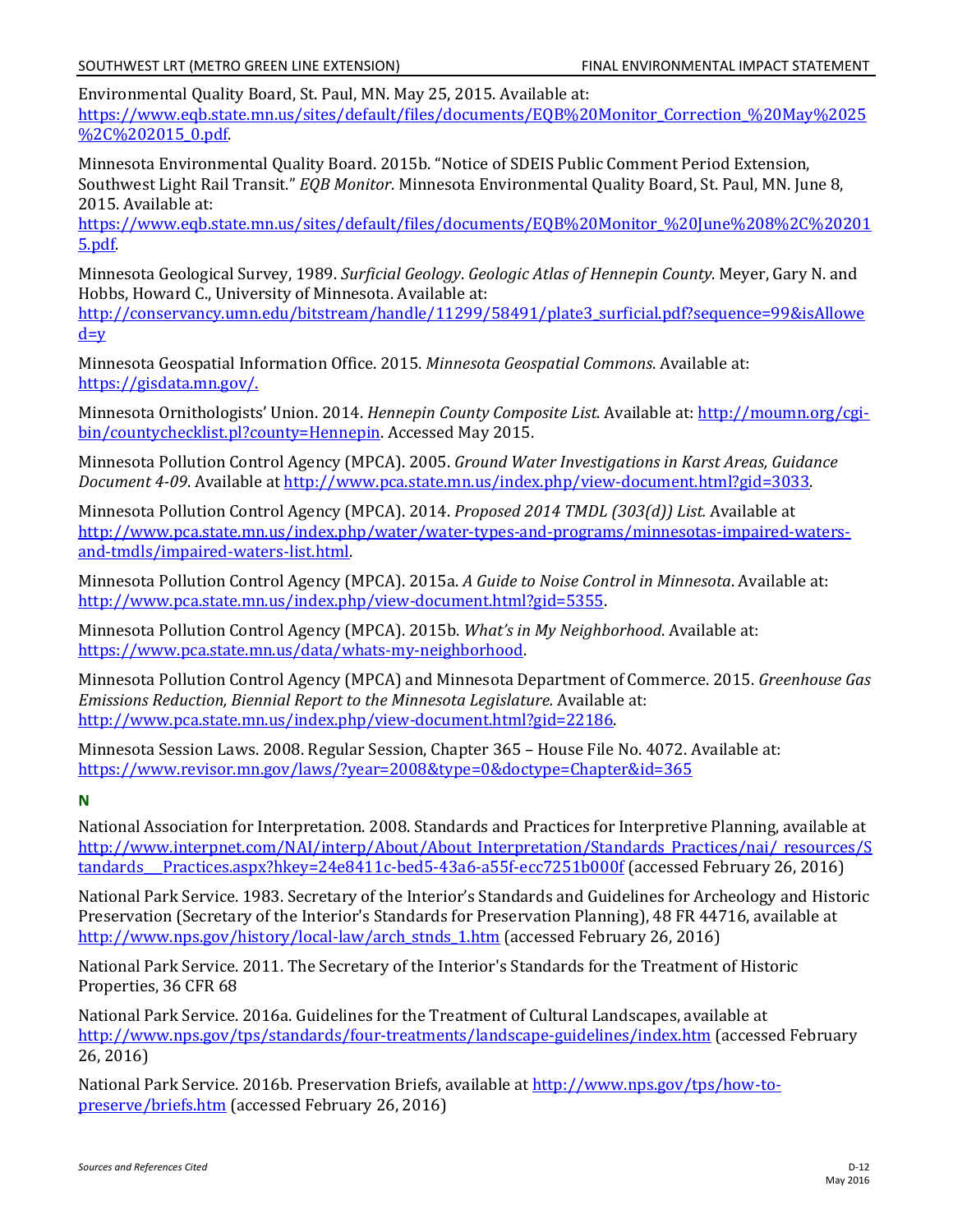Environmental Quality Board, St. Paul, MN. May 25, 2015. Available at: https://www.eqb.state.mn.us/sites/default/files/documents/EQB%20Monitor_Correction_%20May%2025%2C%202015_0.pdf.

Minnesota Environmental Quality Board. 2015b. "Notice of SDEIS Public Comment Period Extension, Southwest Light Rail Transit." *EQB Monitor*. Minnesota Environmental Quality Board, St. Paul, MN. June 8, 2015. Available at: https://www.eqb.state.mn.us/sites/default/files/documents/EQB%20Monitor_%20June%208%2C%202015.pdf.

Minnesota Geological Survey, 1989. *Surficial Geology*. *Geologic Atlas of Hennepin County*. Meyer, Gary N. and Hobbs, Howard C., University of Minnesota. Available at: http://conservancy.umn.edu/bitstream/handle/11299/58491/plate3_surficial.pdf?sequence=99&isAllowed=y

Minnesota Geospatial Information Office. 2015. *Minnesota Geospatial Commons*. Available at: https://gisdata.mn.gov/.

Minnesota Ornithologists' Union. 2014. *Hennepin County Composite List*. Available at: http://moumn.org/cgi-bin/countychecklist.pl?county=Hennepin. Accessed May 2015.

Minnesota Pollution Control Agency (MPCA). 2005. *Ground Water Investigations in Karst Areas, Guidance Document 4-09*. Available at http://www.pca.state.mn.us/index.php/view-document.html?gid=3033.

Minnesota Pollution Control Agency (MPCA). 2014. *Proposed 2014 TMDL (303(d)) List.* Available at http://www.pca.state.mn.us/index.php/water/water-types-and-programs/minnesotas-impaired-waters-and-tmdls/impaired-waters-list.html.

Minnesota Pollution Control Agency (MPCA). 2015a. *A Guide to Noise Control in Minnesota*. Available at: http://www.pca.state.mn.us/index.php/view-document.html?gid=5355.

Minnesota Pollution Control Agency (MPCA). 2015b. *What's in My Neighborhood*. Available at: https://www.pca.state.mn.us/data/whats-my-neighborhood.

Minnesota Pollution Control Agency (MPCA) and Minnesota Department of Commerce. 2015. *Greenhouse Gas Emissions Reduction, Biennial Report to the Minnesota Legislature.* Available at: http://www.pca.state.mn.us/index.php/view-document.html?gid=22186.

Minnesota Session Laws. 2008. Regular Session, Chapter 365 – House File No. 4072. Available at: https://www.revisor.mn.gov/laws/?year=2008&type=0&doctype=Chapter&id=365

## N

National Association for Interpretation. 2008. Standards and Practices for Interpretive Planning, available at http://www.interpnet.com/NAI/interp/About/About_Interpretation/Standards_Practices/nai/_resources/Standards___Practices.aspx?hkey=24e8411c-bed5-43a6-a55f-ecc7251b000f (accessed February 26, 2016)

National Park Service. 1983. Secretary of the Interior's Standards and Guidelines for Archeology and Historic Preservation (Secretary of the Interior's Standards for Preservation Planning), 48 FR 44716, available at http://www.nps.gov/history/local-law/arch_stnds_1.htm (accessed February 26, 2016)

National Park Service. 2011. The Secretary of the Interior's Standards for the Treatment of Historic Properties, 36 CFR 68

National Park Service. 2016a. Guidelines for the Treatment of Cultural Landscapes, available at http://www.nps.gov/tps/standards/four-treatments/landscape-guidelines/index.htm (accessed February 26, 2016)

National Park Service. 2016b. Preservation Briefs, available at http://www.nps.gov/tps/how-to-preserve/briefs.htm (accessed February 26, 2016)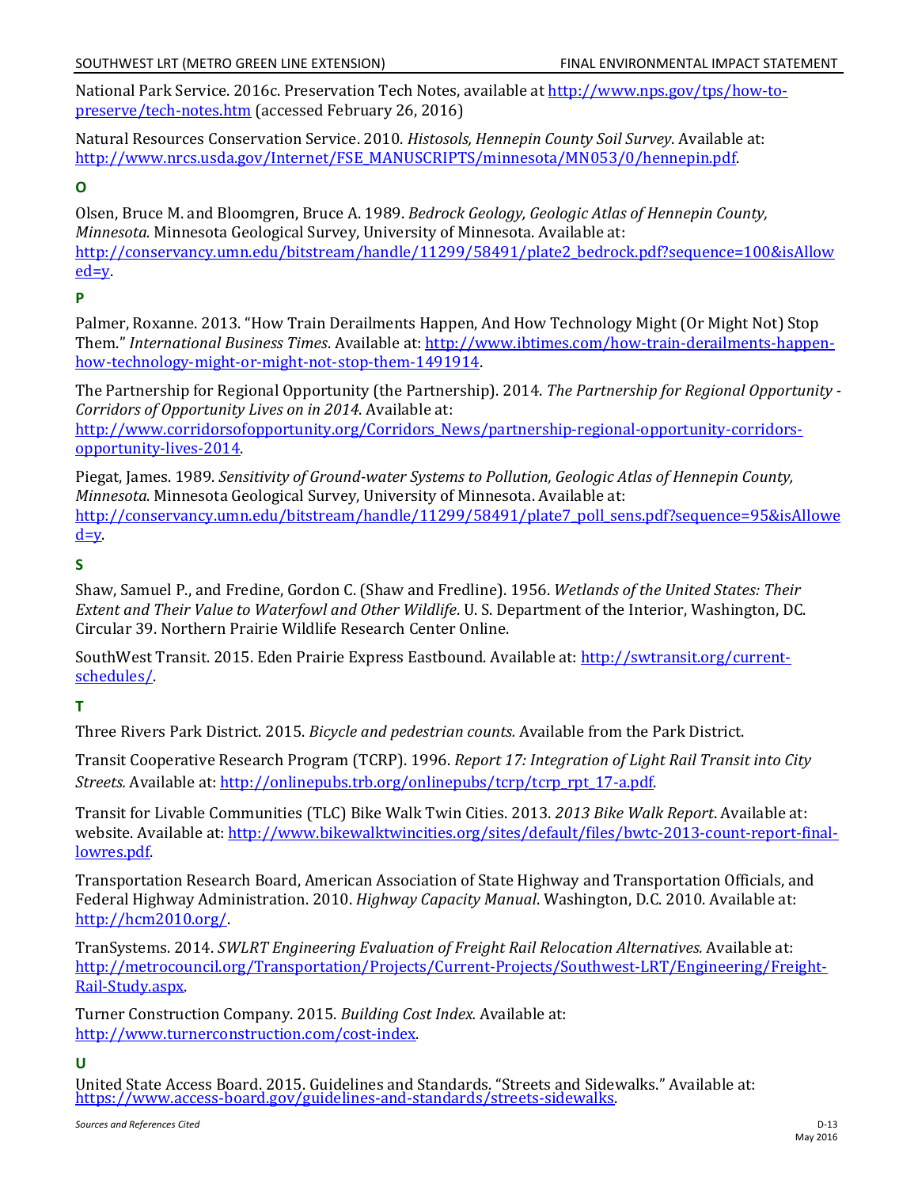National Park Service. 2016c. Preservation Tech Notes, available at http://www.nps.gov/tps/how-to-preserve/tech-notes.htm (accessed February 26, 2016)

Natural Resources Conservation Service. 2010. *Histosols, Hennepin County Soil Survey*. Available at: http://www.nrcs.usda.gov/Internet/FSE_MANUSCRIPTS/minnesota/MN053/0/hennepin.pdf.

## O

Olsen, Bruce M. and Bloomgren, Bruce A. 1989. *Bedrock Geology, Geologic Atlas of Hennepin County, Minnesota*. Minnesota Geological Survey, University of Minnesota. Available at: http://conservancy.umn.edu/bitstream/handle/11299/58491/plate2_bedrock.pdf?sequence=100&isAllowed=y.

## P

Palmer, Roxanne. 2013. "How Train Derailments Happen, And How Technology Might (Or Might Not) Stop Them." *International Business Times*. Available at: http://www.ibtimes.com/how-train-derailments-happen-how-technology-might-or-might-not-stop-them-1491914.

The Partnership for Regional Opportunity (the Partnership). 2014. *The Partnership for Regional Opportunity - Corridors of Opportunity Lives on in 2014*. Available at: http://www.corridorsofopportunity.org/Corridors_News/partnership-regional-opportunity-corridors-opportunity-lives-2014.

Piegat, James. 1989. *Sensitivity of Ground-water Systems to Pollution, Geologic Atlas of Hennepin County, Minnesota*. Minnesota Geological Survey, University of Minnesota. Available at: http://conservancy.umn.edu/bitstream/handle/11299/58491/plate7_poll_sens.pdf?sequence=95&isAllowed=y.

## S

Shaw, Samuel P., and Fredine, Gordon C. (Shaw and Fredline). 1956. *Wetlands of the United States: Their Extent and Their Value to Waterfowl and Other Wildlife*. U. S. Department of the Interior, Washington, DC. Circular 39. Northern Prairie Wildlife Research Center Online.

SouthWest Transit. 2015. Eden Prairie Express Eastbound. Available at: http://swtransit.org/current-schedules/.

## T

Three Rivers Park District. 2015. *Bicycle and pedestrian counts.* Available from the Park District.

Transit Cooperative Research Program (TCRP). 1996. *Report 17: Integration of Light Rail Transit into City Streets.* Available at: http://onlinepubs.trb.org/onlinepubs/tcrp/tcrp_rpt_17-a.pdf.

Transit for Livable Communities (TLC) Bike Walk Twin Cities. 2013. *2013 Bike Walk Report*. Available at: website. Available at: http://www.bikewalktwincities.org/sites/default/files/bwtc-2013-count-report-final-lowres.pdf.

Transportation Research Board, American Association of State Highway and Transportation Officials, and Federal Highway Administration. 2010. *Highway Capacity Manual*. Washington, D.C. 2010. Available at: http://hcm2010.org/.

TranSystems. 2014. *SWLRT Engineering Evaluation of Freight Rail Relocation Alternatives.* Available at: http://metrocouncil.org/Transportation/Projects/Current-Projects/Southwest-LRT/Engineering/Freight-Rail-Study.aspx.

Turner Construction Company. 2015. *Building Cost Index.* Available at: http://www.turnerconstruction.com/cost-index.

## U

United State Access Board. 2015. Guidelines and Standards. "Streets and Sidewalks." Available at: https://www.access-board.gov/guidelines-and-standards/streets-sidewalks.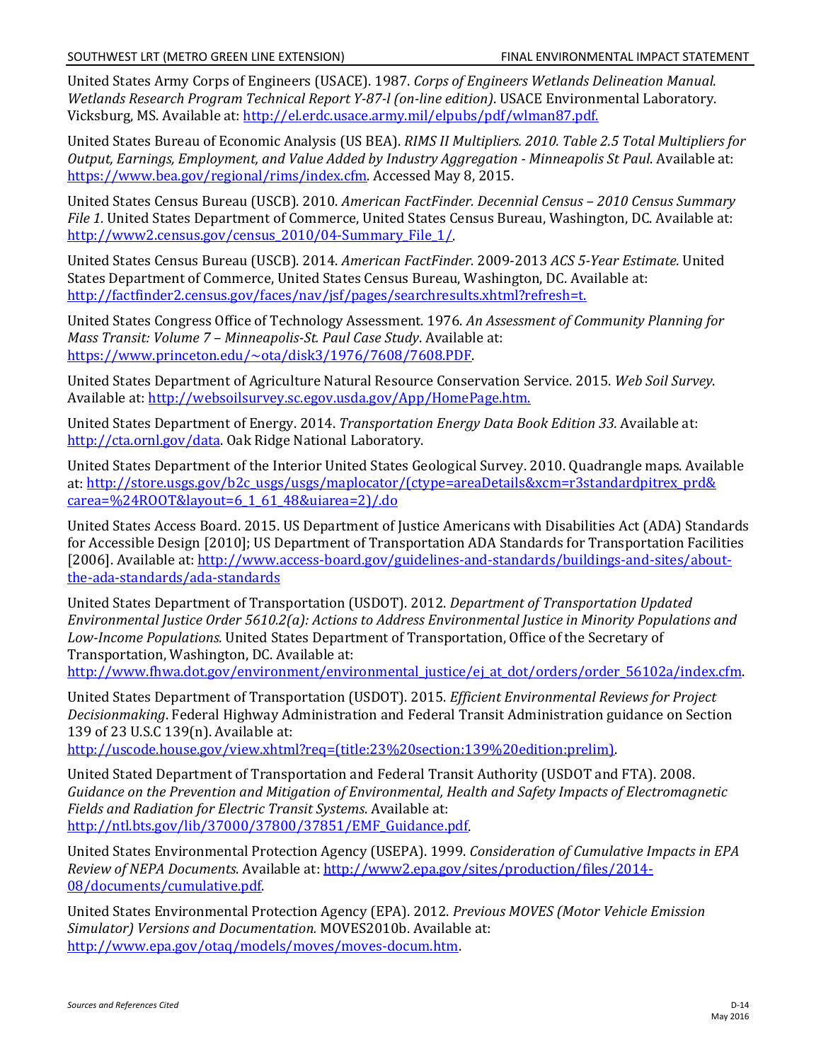United States Army Corps of Engineers (USACE). 1987. *Corps of Engineers Wetlands Delineation Manual. Wetlands Research Program Technical Report Y-87-l (on-line edition)*. USACE Environmental Laboratory. Vicksburg, MS. Available at: http://el.erdc.usace.army.mil/elpubs/pdf/wlman87.pdf.

United States Bureau of Economic Analysis (US BEA). *RIMS II Multipliers. 2010. Table 2.5 Total Multipliers for Output, Earnings, Employment, and Value Added by Industry Aggregation - Minneapolis St Paul*. Available at: https://www.bea.gov/regional/rims/index.cfm. Accessed May 8, 2015.

United States Census Bureau (USCB). 2010. *American FactFinder. Decennial Census – 2010 Census Summary File 1.* United States Department of Commerce, United States Census Bureau, Washington, DC. Available at: http://www2.census.gov/census_2010/04-Summary_File_1/.

United States Census Bureau (USCB). 2014. *American FactFinder.* 2009-2013 *ACS 5-Year Estimate.* United States Department of Commerce, United States Census Bureau, Washington, DC. Available at: http://factfinder2.census.gov/faces/nav/jsf/pages/searchresults.xhtml?refresh=t.

United States Congress Office of Technology Assessment. 1976. *An Assessment of Community Planning for Mass Transit: Volume 7 – Minneapolis-St. Paul Case Study*. Available at: https://www.princeton.edu/~ota/disk3/1976/7608/7608.PDF.

United States Department of Agriculture Natural Resource Conservation Service. 2015. *Web Soil Survey*. Available at: http://websoilsurvey.sc.egov.usda.gov/App/HomePage.htm.

United States Department of Energy. 2014. *Transportation Energy Data Book Edition 33.* Available at: http://cta.ornl.gov/data. Oak Ridge National Laboratory.

United States Department of the Interior United States Geological Survey. 2010. Quadrangle maps. Available at: http://store.usgs.gov/b2c_usgs/usgs/maplocator/(ctype=areaDetails&xcm=r3standardpitrex_prd&carea=%24ROOT&layout=6_1_61_48&uiarea=2)/.do

United States Access Board. 2015. US Department of Justice Americans with Disabilities Act (ADA) Standards for Accessible Design [2010]; US Department of Transportation ADA Standards for Transportation Facilities [2006]. Available at: http://www.access-board.gov/guidelines-and-standards/buildings-and-sites/about-the-ada-standards/ada-standards

United States Department of Transportation (USDOT). 2012. *Department of Transportation Updated Environmental Justice Order 5610.2(a): Actions to Address Environmental Justice in Minority Populations and Low-Income Populations.* United States Department of Transportation, Office of the Secretary of Transportation, Washington, DC. Available at: http://www.fhwa.dot.gov/environment/environmental_justice/ej_at_dot/orders/order_56102a/index.cfm.

United States Department of Transportation (USDOT). 2015. *Efficient Environmental Reviews for Project Decisionmaking*. Federal Highway Administration and Federal Transit Administration guidance on Section 139 of 23 U.S.C 139(n). Available at: http://uscode.house.gov/view.xhtml?req=(title:23%20section:139%20edition:prelim).

United Stated Department of Transportation and Federal Transit Authority (USDOT and FTA). 2008. *Guidance on the Prevention and Mitigation of Environmental, Health and Safety Impacts of Electromagnetic Fields and Radiation for Electric Transit Systems*. Available at: http://ntl.bts.gov/lib/37000/37800/37851/EMF_Guidance.pdf.

United States Environmental Protection Agency (USEPA). 1999. *Consideration of Cumulative Impacts in EPA Review of NEPA Documents*. Available at: http://www2.epa.gov/sites/production/files/2014-08/documents/cumulative.pdf.

United States Environmental Protection Agency (EPA). 2012. *Previous MOVES (Motor Vehicle Emission Simulator) Versions and Documentation.* MOVES2010b. Available at: http://www.epa.gov/otaq/models/moves/moves-docum.htm.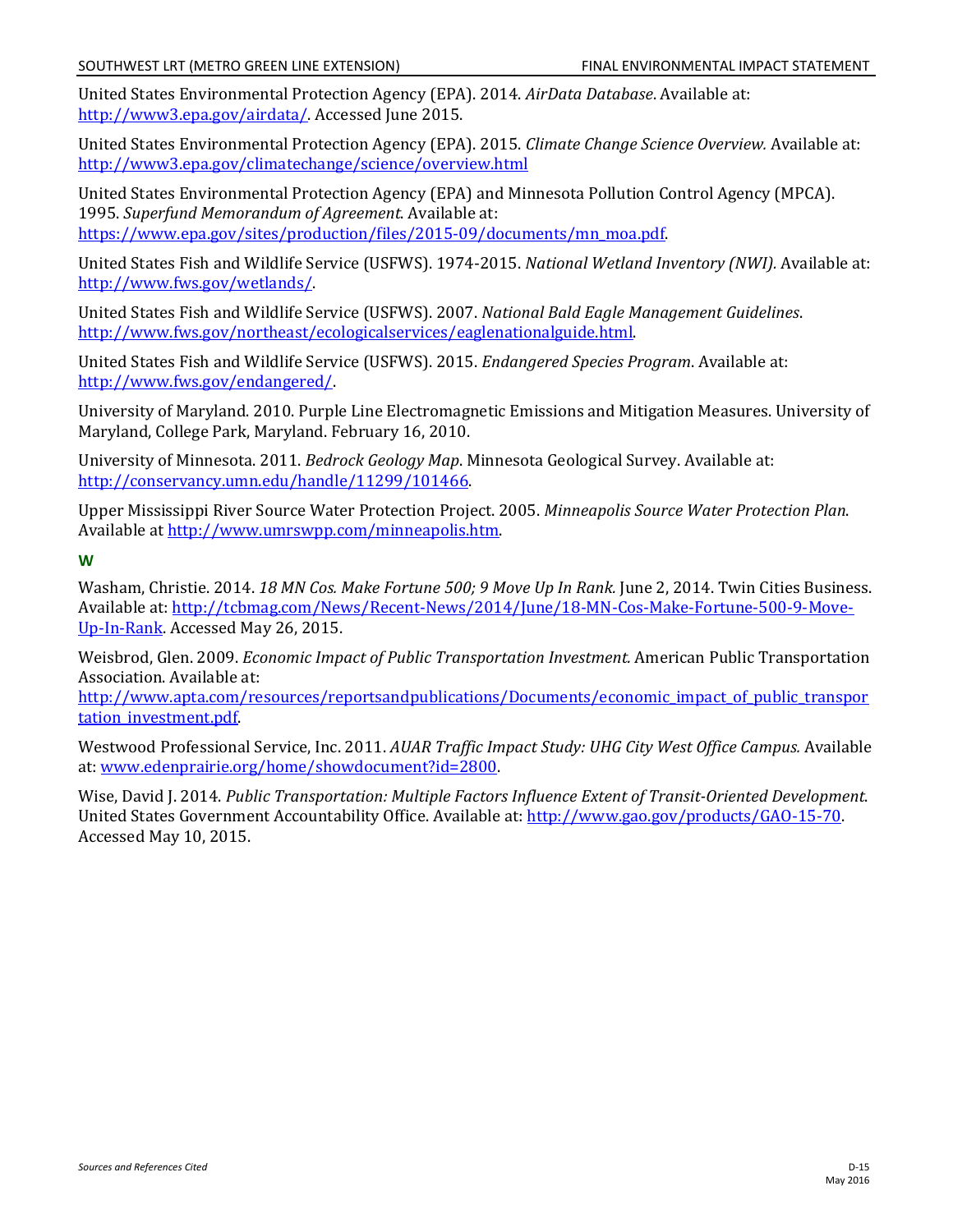United States Environmental Protection Agency (EPA). 2014. *AirData Database*. Available at: http://www3.epa.gov/airdata/. Accessed June 2015.

United States Environmental Protection Agency (EPA). 2015. *Climate Change Science Overview.* Available at: http://www3.epa.gov/climatechange/science/overview.html

United States Environmental Protection Agency (EPA) and Minnesota Pollution Control Agency (MPCA). 1995. *Superfund Memorandum of Agreement*. Available at: https://www.epa.gov/sites/production/files/2015-09/documents/mn_moa.pdf.

United States Fish and Wildlife Service (USFWS). 1974-2015. *National Wetland Inventory (NWI).* Available at: http://www.fws.gov/wetlands/.

United States Fish and Wildlife Service (USFWS). 2007. *National Bald Eagle Management Guidelines*. http://www.fws.gov/northeast/ecologicalservices/eaglenationalguide.html.

United States Fish and Wildlife Service (USFWS). 2015. *Endangered Species Program*. Available at: http://www.fws.gov/endangered/.

University of Maryland. 2010. Purple Line Electromagnetic Emissions and Mitigation Measures. University of Maryland, College Park, Maryland. February 16, 2010.

University of Minnesota. 2011. *Bedrock Geology Map*. Minnesota Geological Survey. Available at: http://conservancy.umn.edu/handle/11299/101466.

Upper Mississippi River Source Water Protection Project. 2005. *Minneapolis Source Water Protection Plan*. Available at http://www.umrswpp.com/minneapolis.htm.

### W

Washam, Christie. 2014. *18 MN Cos. Make Fortune 500; 9 Move Up In Rank.* June 2, 2014. Twin Cities Business. Available at: http://tcbmag.com/News/Recent-News/2014/June/18-MN-Cos-Make-Fortune-500-9-Move-Up-In-Rank. Accessed May 26, 2015.

Weisbrod, Glen. 2009. *Economic Impact of Public Transportation Investment.* American Public Transportation Association. Available at: http://www.apta.com/resources/reportsandpublications/Documents/economic_impact_of_public_transportation_investment.pdf.

Westwood Professional Service, Inc. 2011. *AUAR Traffic Impact Study: UHG City West Office Campus.* Available at: www.edenprairie.org/home/showdocument?id=2800.

Wise, David J. 2014. *Public Transportation: Multiple Factors Influence Extent of Transit-Oriented Development*. United States Government Accountability Office. Available at: http://www.gao.gov/products/GAO-15-70. Accessed May 10, 2015.